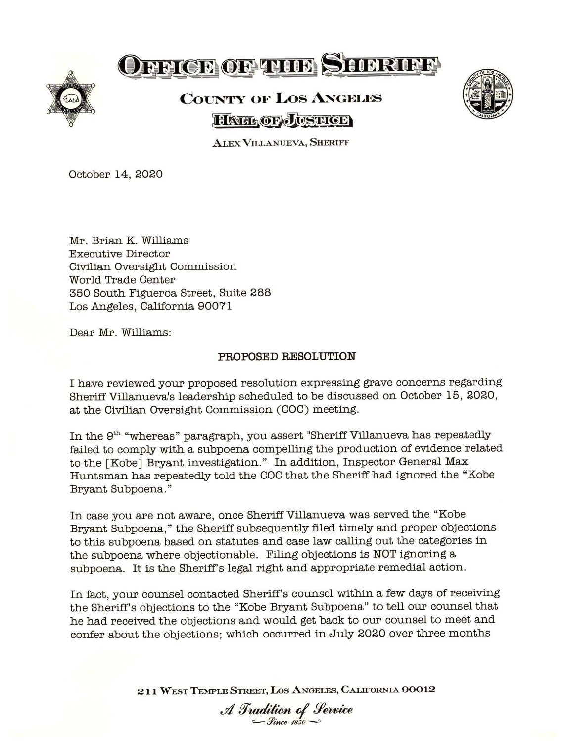# OFFICE OF THE SHERIFF

## COUNTY OF LOS ANGELES

### HALL OF JUSTICE

ALEX VILLANUEVA, SHERIFF

October 14, 2020

Mr. Brian K. Williams
Executive Director
Civilian Oversight Commission
World Trade Center
350 South Figueroa Street, Suite 288
Los Angeles, California 90071

Dear Mr. Williams:

PROPOSED RESOLUTION

I have reviewed your proposed resolution expressing grave concerns regarding Sheriff Villanueva's leadership scheduled to be discussed on October 15, 2020, at the Civilian Oversight Commission (COC) meeting.

In the 9th "whereas" paragraph, you assert "Sheriff Villanueva has repeatedly failed to comply with a subpoena compelling the production of evidence related to the [Kobe] Bryant investigation." In addition, Inspector General Max Huntsman has repeatedly told the COC that the Sheriff had ignored the "Kobe Bryant Subpoena."

In case you are not aware, once Sheriff Villanueva was served the "Kobe Bryant Subpoena," the Sheriff subsequently filed timely and proper objections to this subpoena based on statutes and case law calling out the categories in the subpoena where objectionable. Filing objections is NOT ignoring a subpoena. It is the Sheriff's legal right and appropriate remedial action.

In fact, your counsel contacted Sheriff's counsel within a few days of receiving the Sheriff's objections to the "Kobe Bryant Subpoena" to tell our counsel that he had received the objections and would get back to our counsel to meet and confer about the objections; which occurred in July 2020 over three months

211 WEST TEMPLE STREET, LOS ANGELES, CALIFORNIA 90012

*A Tradition of Service*
*Since 1850*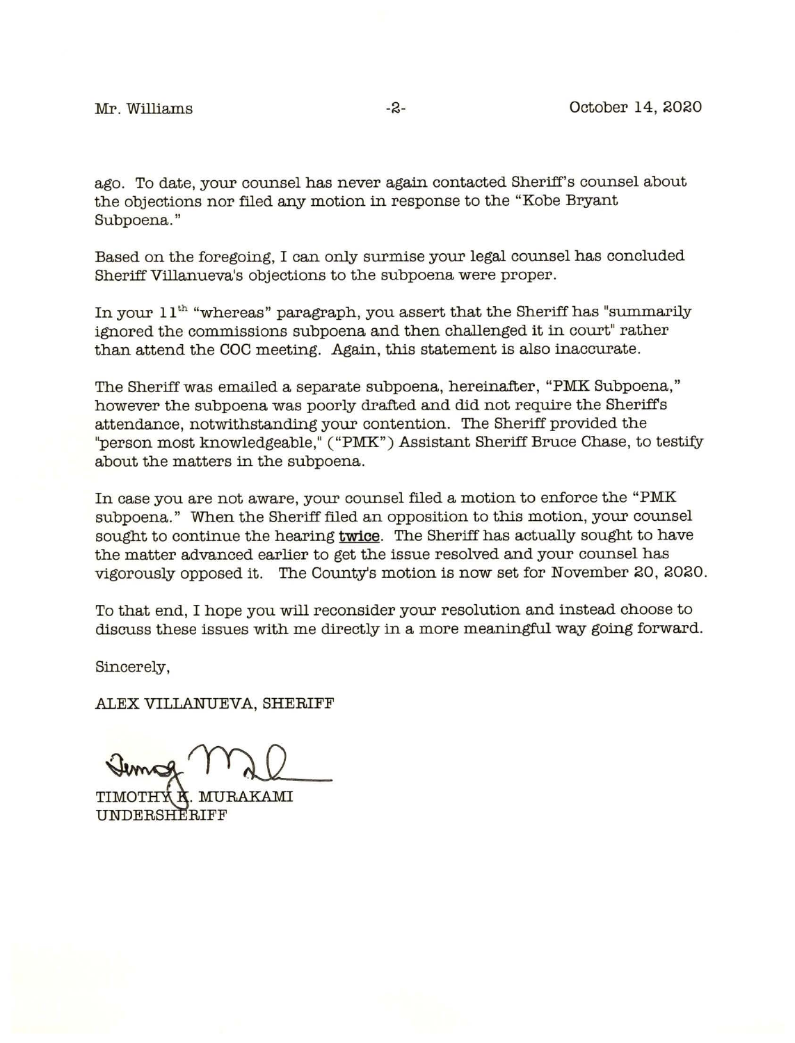ago. To date, your counsel has never again contacted Sheriff's counsel about the objections nor filed any motion in response to the "Kobe Bryant Subpoena."

Based on the foregoing, I can only surmise your legal counsel has concluded Sheriff Villanueva's objections to the subpoena were proper.

In your 11th "whereas" paragraph, you assert that the Sheriff has "summarily ignored the commissions subpoena and then challenged it in court" rather than attend the COC meeting. Again, this statement is also inaccurate.

The Sheriff was emailed a separate subpoena, hereinafter, "PMK Subpoena," however the subpoena was poorly drafted and did not require the Sheriff's attendance, notwithstanding your contention. The Sheriff provided the "person most knowledgeable," ("PMK") Assistant Sheriff Bruce Chase, to testify about the matters in the subpoena.

In case you are not aware, your counsel filed a motion to enforce the "PMK subpoena." When the Sheriff filed an opposition to this motion, your counsel sought to continue the hearing **twice**. The Sheriff has actually sought to have the matter advanced earlier to get the issue resolved and your counsel has vigorously opposed it. The County's motion is now set for November 20, 2020.

To that end, I hope you will reconsider your resolution and instead choose to discuss these issues with me directly in a more meaningful way going forward.

Sincerely,

ALEX VILLANUEVA, SHERIFF

TIMOTHY K. MURAKAMI
UNDERSHERIFF